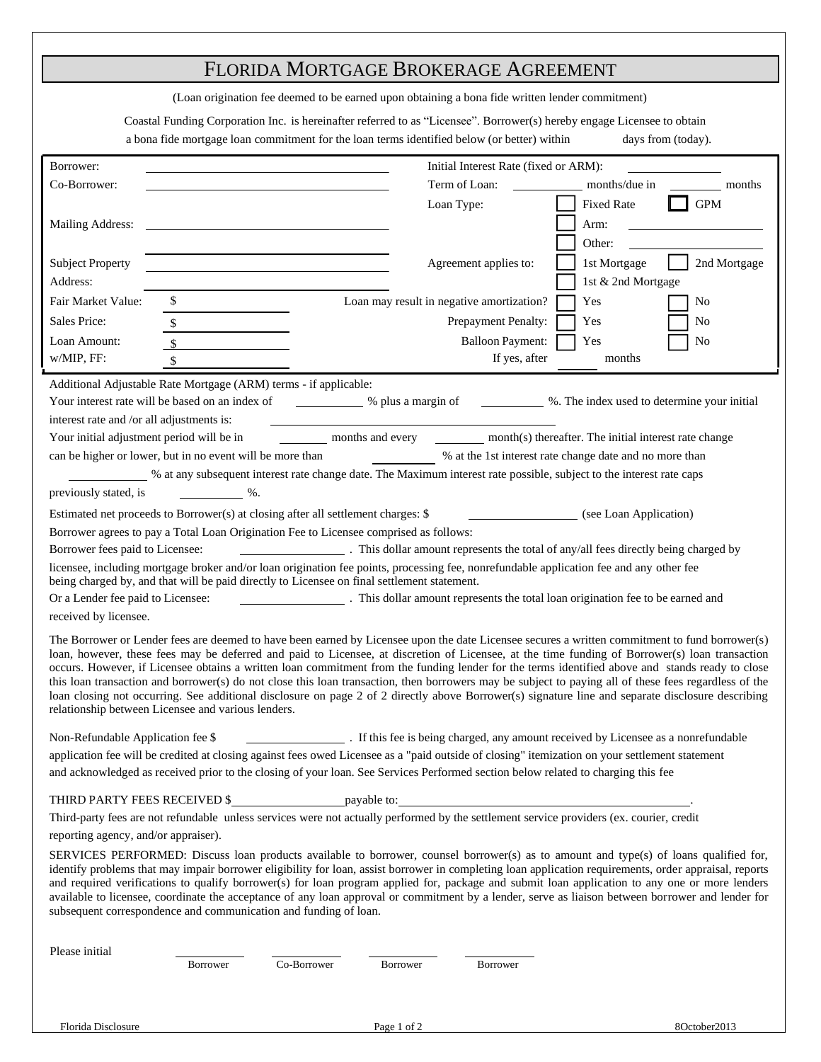# FLORIDA MORTGAGE BROKERAGE AGREEMENT

(Loan origination fee deemed to be earned upon obtaining a bona fide written lender commitment)

Coastal Funding Corporation Inc. is hereinafter referred to as "Licensee". Borrower(s) hereby engage Licensee to obtain a bona fide mortgage loan commitment for the loan terms identified below (or better) within ______ days from (today).

| | | | |
|---|---|---|---|
| Borrower: | ______________________ | Initial Interest Rate (fixed or ARM): | __________ |
| Co-Borrower: | ______________________ | Term of Loan: | ______ months/due in ______ months |
| | | Loan Type: | ☐ Fixed Rate ☐ GPM |
| Mailing Address: | ______________________ | | ☐ Arm: __________ |
| | ______________________ | | ☐ Other: __________ |
| Subject Property | ______________________ | Agreement applies to: | ☐ 1st Mortgage ☐ 2nd Mortgage |
| Address: | ______________________ | | ☐ 1st & 2nd Mortgage |
| Fair Market Value: | $ __________ | Loan may result in negative amortization? | ☐ Yes ☐ No |
| Sales Price: | $ __________ | Prepayment Penalty: | ☐ Yes ☐ No |
| Loan Amount: | $ __________ | Balloon Payment: | ☐ Yes ☐ No |
| w/MIP, FF: | $ __________ | If yes, after | ______ months |

Additional Adjustable Rate Mortgage (ARM) terms - if applicable:

Your interest rate will be based on an index of ________ % plus a margin of ________ %. The index used to determine your initial interest rate and /or all adjustments is: ______________________

Your initial adjustment period will be in ______ months and every ______ month(s) thereafter. The initial interest rate change can be higher or lower, but in no event will be more than ______ % at the 1st interest rate change date and no more than ________ % at any subsequent interest rate change date. The Maximum interest rate possible, subject to the interest rate caps previously stated, is ______ %.

Estimated net proceeds to Borrower(s) at closing after all settlement charges: $ ____________ (see Loan Application)

Borrower agrees to pay a Total Loan Origination Fee to Licensee comprised as follows:

Borrower fees paid to Licensee: ____________ . This dollar amount represents the total of any/all fees directly being charged by licensee, including mortgage broker and/or loan origination fee points, processing fee, nonrefundable application fee and any other fee being charged by, and that will be paid directly to Licensee on final settlement statement.

Or a Lender fee paid to Licensee: ____________ . This dollar amount represents the total loan origination fee to be earned and received by licensee.

The Borrower or Lender fees are deemed to have been earned by Licensee upon the date Licensee secures a written commitment to fund borrower(s) loan, however, these fees may be deferred and paid to Licensee, at discretion of Licensee, at the time funding of Borrower(s) loan transaction occurs. However, if Licensee obtains a written loan commitment from the funding lender for the terms identified above and stands ready to close this loan transaction and borrower(s) do not close this loan transaction, then borrowers may be subject to paying all of these fees regardless of the loan closing not occurring. See additional disclosure on page 2 of 2 directly above Borrower(s) signature line and separate disclosure describing relationship between Licensee and various lenders.

Non-Refundable Application fee $ ____________ . If this fee is being charged, any amount received by Licensee as a nonrefundable application fee will be credited at closing against fees owed Licensee as a "paid outside of closing" itemization on your settlement statement and acknowledged as received prior to the closing of your loan. See Services Performed section below related to charging this fee

THIRD PARTY FEES RECEIVED $______________ payable to:______________________________.

Third-party fees are not refundable unless services were not actually performed by the settlement service providers (ex. courier, credit reporting agency, and/or appraiser).

SERVICES PERFORMED: Discuss loan products available to borrower, counsel borrower(s) as to amount and type(s) of loans qualified for, identify problems that may impair borrower eligibility for loan, assist borrower in completing loan application requirements, order appraisal, reports and required verifications to qualify borrower(s) for loan program applied for, package and submit loan application to any one or more lenders available to licensee, coordinate the acceptance of any loan approval or commitment by a lender, serve as liaison between borrower and lender for subsequent correspondence and communication and funding of loan.

Please initial ________ ________ ________ ________

Borrower Co-Borrower Borrower Borrower

Florida Disclosure 8October2013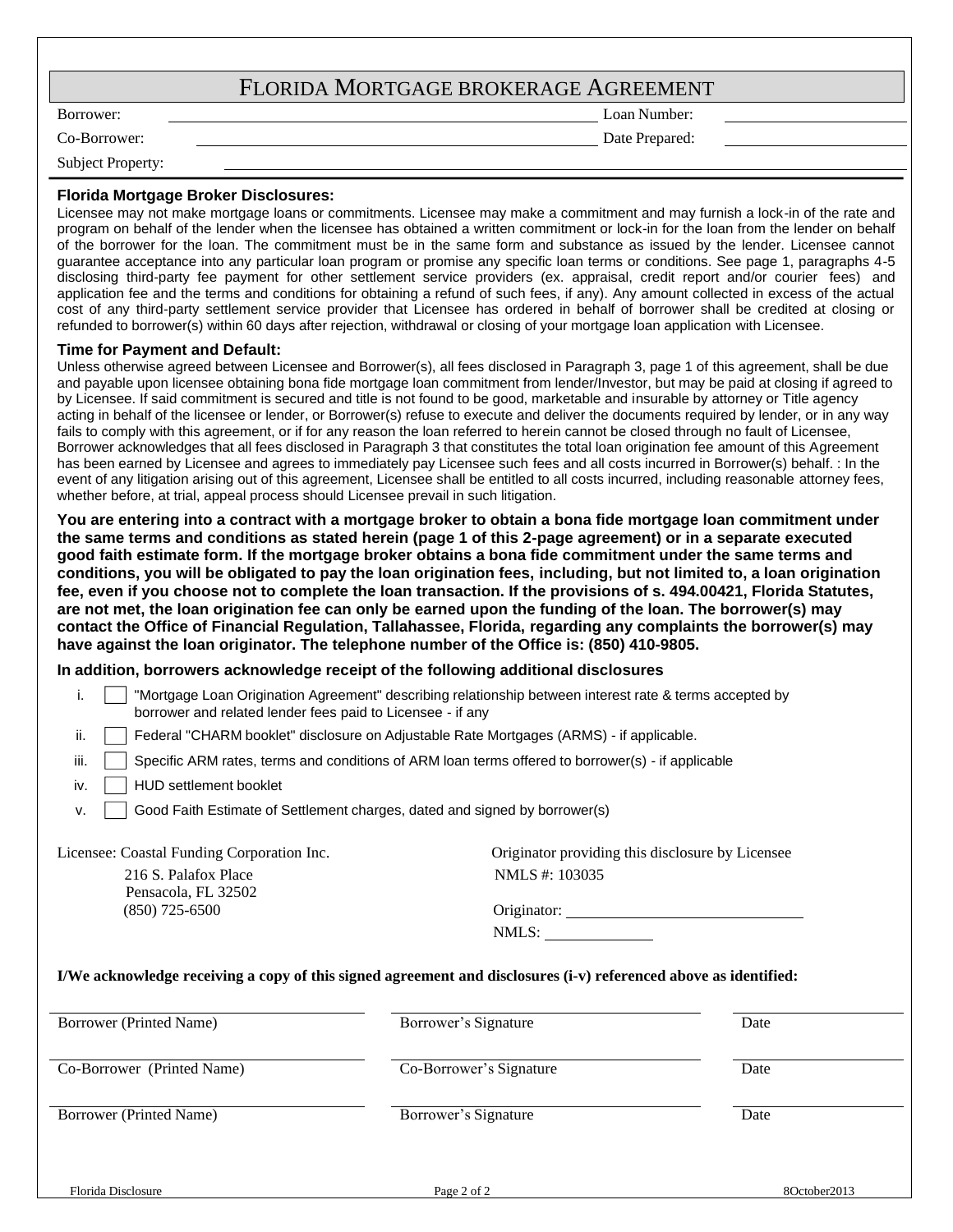# FLORIDA MORTGAGE BROKERAGE AGREEMENT

Borrower: \_\_\_\_\_\_\_\_\_\_\_\_\_\_\_\_\_\_\_\_ Loan Number: \_\_\_\_\_\_\_\_\_\_\_\_\_\_\_\_\_\_\_\_

Co-Borrower: \_\_\_\_\_\_\_\_\_\_\_\_\_\_\_\_\_\_\_\_ Date Prepared: \_\_\_\_\_\_\_\_\_\_\_\_\_\_\_\_\_\_\_\_

Subject Property: \_\_\_\_\_\_\_\_\_\_\_\_\_\_\_\_\_\_\_\_

**Florida Mortgage Broker Disclosures:**

Licensee may not make mortgage loans or commitments. Licensee may make a commitment and may furnish a lock-in of the rate and program on behalf of the lender when the licensee has obtained a written commitment or lock-in for the loan from the lender on behalf of the borrower for the loan. The commitment must be in the same form and substance as issued by the lender. Licensee cannot guarantee acceptance into any particular loan program or promise any specific loan terms or conditions. See page 1, paragraphs 4-5 disclosing third-party fee payment for other settlement service providers (ex. appraisal, credit report and/or courier fees) and application fee and the terms and conditions for obtaining a refund of such fees, if any). Any amount collected in excess of the actual cost of any third-party settlement service provider that Licensee has ordered in behalf of borrower shall be credited at closing or refunded to borrower(s) within 60 days after rejection, withdrawal or closing of your mortgage loan application with Licensee.

**Time for Payment and Default:**

Unless otherwise agreed between Licensee and Borrower(s), all fees disclosed in Paragraph 3, page 1 of this agreement, shall be due and payable upon licensee obtaining bona fide mortgage loan commitment from lender/Investor, but may be paid at closing if agreed to by Licensee. If said commitment is secured and title is not found to be good, marketable and insurable by attorney or Title agency acting in behalf of the licensee or lender, or Borrower(s) refuse to execute and deliver the documents required by lender, or in any way fails to comply with this agreement, or if for any reason the loan referred to herein cannot be closed through no fault of Licensee, Borrower acknowledges that all fees disclosed in Paragraph 3 that constitutes the total loan origination fee amount of this Agreement has been earned by Licensee and agrees to immediately pay Licensee such fees and all costs incurred in Borrower(s) behalf. : In the event of any litigation arising out of this agreement, Licensee shall be entitled to all costs incurred, including reasonable attorney fees, whether before, at trial, appeal process should Licensee prevail in such litigation.

**You are entering into a contract with a mortgage broker to obtain a bona fide mortgage loan commitment under the same terms and conditions as stated herein (page 1 of this 2-page agreement) or in a separate executed good faith estimate form. If the mortgage broker obtains a bona fide commitment under the same terms and conditions, you will be obligated to pay the loan origination fees, including, but not limited to, a loan origination fee, even if you choose not to complete the loan transaction. If the provisions of s. 494.00421, Florida Statutes, are not met, the loan origination fee can only be earned upon the funding of the loan. The borrower(s) may contact the Office of Financial Regulation, Tallahassee, Florida, regarding any complaints the borrower(s) may have against the loan originator. The telephone number of the Office is: (850) 410-9805.**

**In addition, borrowers acknowledge receipt of the following additional disclosures**

- i. ☐ "Mortgage Loan Origination Agreement" describing relationship between interest rate & terms accepted by borrower and related lender fees paid to Licensee - if any
- ii. ☐ Federal "CHARM booklet" disclosure on Adjustable Rate Mortgages (ARMS) - if applicable.
- iii. ☐ Specific ARM rates, terms and conditions of ARM loan terms offered to borrower(s) - if applicable
- iv. ☐ HUD settlement booklet
- v. ☐ Good Faith Estimate of Settlement charges, dated and signed by borrower(s)

Licensee: Coastal Funding Corporation Inc.
216 S. Palafox Place
Pensacola, FL 32502
(850) 725-6500

Originator providing this disclosure by Licensee
NMLS #: 103035

Originator: \_\_\_\_\_\_\_\_\_\_\_\_\_\_\_\_\_\_\_\_

NMLS: \_\_\_\_\_\_\_\_\_\_\_\_\_\_\_\_\_\_\_\_

**I/We acknowledge receiving a copy of this signed agreement and disclosures (i-v) referenced above as identified:**

| | | |
|---|---|---|
| Borrower (Printed Name) | Borrower's Signature | Date |
| Co-Borrower (Printed Name) | Co-Borrower's Signature | Date |
| Borrower (Printed Name) | Borrower's Signature | Date |

Florida Disclosure

8October2013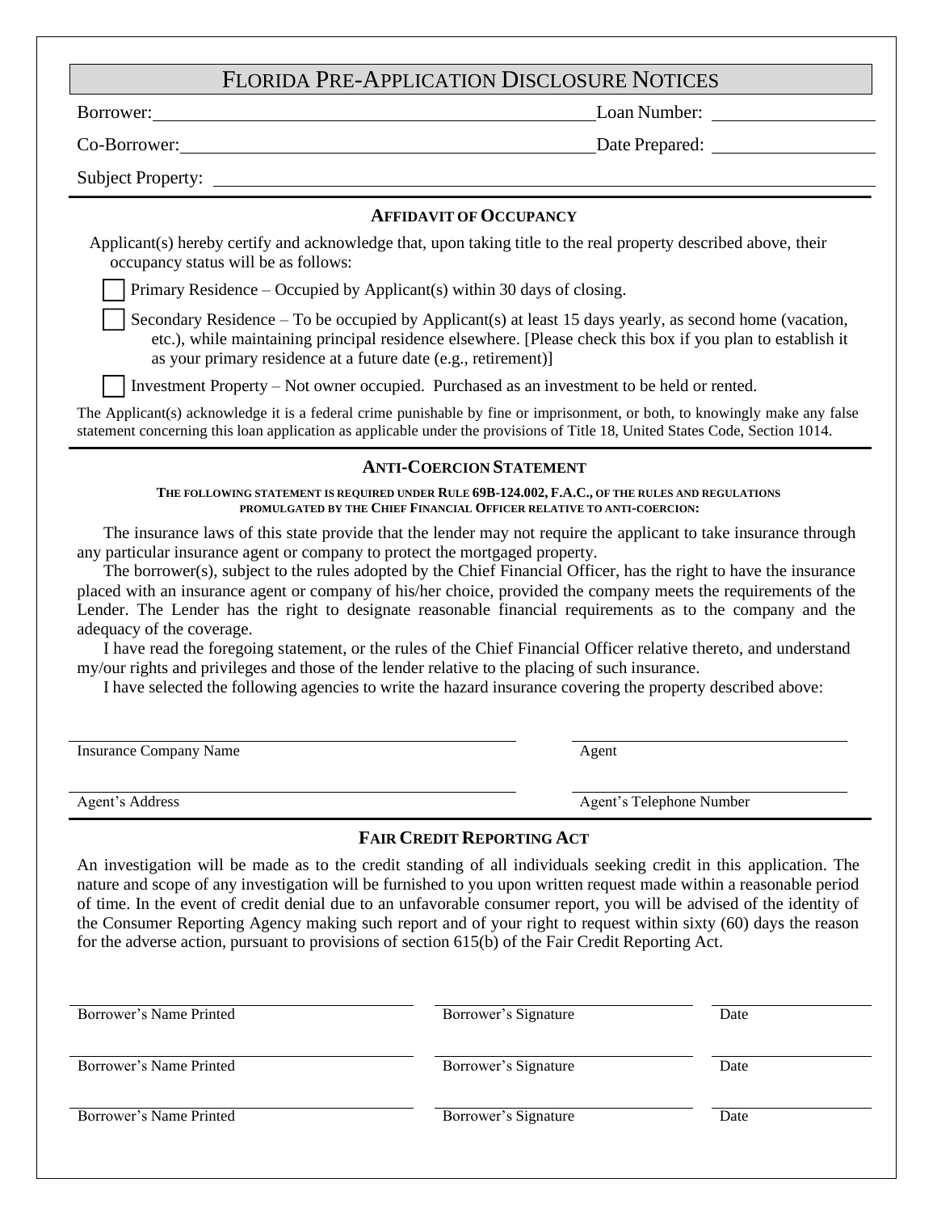# FLORIDA PRE-APPLICATION DISCLOSURE NOTICES

Borrower: ______________________________ Loan Number: ______________

Co-Borrower: ______________________________ Date Prepared: ______________

Subject Property: ______________________________

## AFFIDAVIT OF OCCUPANCY

Applicant(s) hereby certify and acknowledge that, upon taking title to the real property described above, their occupancy status will be as follows:

- ☐ Primary Residence – Occupied by Applicant(s) within 30 days of closing.
- ☐ Secondary Residence – To be occupied by Applicant(s) at least 15 days yearly, as second home (vacation, etc.), while maintaining principal residence elsewhere. [Please check this box if you plan to establish it as your primary residence at a future date (e.g., retirement)]
- ☐ Investment Property – Not owner occupied. Purchased as an investment to be held or rented.

The Applicant(s) acknowledge it is a federal crime punishable by fine or imprisonment, or both, to knowingly make any false statement concerning this loan application as applicable under the provisions of Title 18, United States Code, Section 1014.

## ANTI-COERCION STATEMENT

**THE FOLLOWING STATEMENT IS REQUIRED UNDER RULE 69B-124.002, F.A.C., OF THE RULES AND REGULATIONS PROMULGATED BY THE CHIEF FINANCIAL OFFICER RELATIVE TO ANTI-COERCION:**

The insurance laws of this state provide that the lender may not require the applicant to take insurance through any particular insurance agent or company to protect the mortgaged property.

The borrower(s), subject to the rules adopted by the Chief Financial Officer, has the right to have the insurance placed with an insurance agent or company of his/her choice, provided the company meets the requirements of the Lender. The Lender has the right to designate reasonable financial requirements as to the company and the adequacy of the coverage.

I have read the foregoing statement, or the rules of the Chief Financial Officer relative thereto, and understand my/our rights and privileges and those of the lender relative to the placing of such insurance.

I have selected the following agencies to write the hazard insurance covering the property described above:

______________________________ ______________________________
Insurance Company Name Agent

______________________________ ______________________________
Agent's Address Agent's Telephone Number

## FAIR CREDIT REPORTING ACT

An investigation will be made as to the credit standing of all individuals seeking credit in this application. The nature and scope of any investigation will be furnished to you upon written request made within a reasonable period of time. In the event of credit denial due to an unfavorable consumer report, you will be advised of the identity of the Consumer Reporting Agency making such report and of your right to request within sixty (60) days the reason for the adverse action, pursuant to provisions of section 615(b) of the Fair Credit Reporting Act.

______________________________ ______________________________ ______________
Borrower's Name Printed Borrower's Signature Date

______________________________ ______________________________ ______________
Borrower's Name Printed Borrower's Signature Date

______________________________ ______________________________ ______________
Borrower's Name Printed Borrower's Signature Date